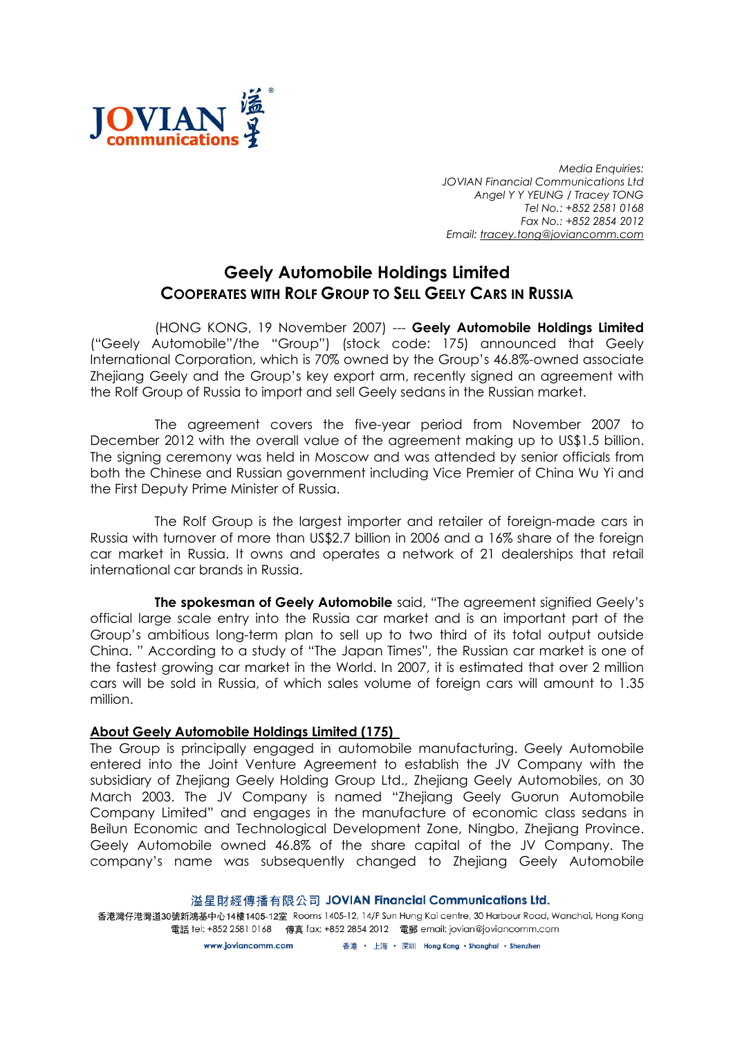Media Enquiries:
JOVIAN Financial Communications Ltd
Angel Y Y YEUNG / Tracey TONG
Tel No.: +852 2581 0168
Fax No.: +852 2854 2012
Email: tracey.tong@joviancomm.com

# Geely Automobile Holdings Limited
## COOPERATES WITH ROLF GROUP TO SELL GEELY CARS IN RUSSIA

(HONG KONG, 19 November 2007) --- **Geely Automobile Holdings Limited** ("Geely Automobile"/the "Group") (stock code: 175) announced that Geely International Corporation, which is 70% owned by the Group's 46.8%-owned associate Zhejiang Geely and the Group's key export arm, recently signed an agreement with the Rolf Group of Russia to import and sell Geely sedans in the Russian market.

The agreement covers the five-year period from November 2007 to December 2012 with the overall value of the agreement making up to US$1.5 billion. The signing ceremony was held in Moscow and was attended by senior officials from both the Chinese and Russian government including Vice Premier of China Wu Yi and the First Deputy Prime Minister of Russia.

The Rolf Group is the largest importer and retailer of foreign-made cars in Russia with turnover of more than US$2.7 billion in 2006 and a 16% share of the foreign car market in Russia. It owns and operates a network of 21 dealerships that retail international car brands in Russia.

**The spokesman of Geely Automobile** said, "The agreement signified Geely's official large scale entry into the Russia car market and is an important part of the Group's ambitious long-term plan to sell up to two third of its total output outside China. " According to a study of "The Japan Times", the Russian car market is one of the fastest growing car market in the World. In 2007, it is estimated that over 2 million cars will be sold in Russia, of which sales volume of foreign cars will amount to 1.35 million.

**About Geely Automobile Holdings Limited (175)**

The Group is principally engaged in automobile manufacturing. Geely Automobile entered into the Joint Venture Agreement to establish the JV Company with the subsidiary of Zhejiang Geely Holding Group Ltd., Zhejiang Geely Automobiles, on 30 March 2003. The JV Company is named "Zhejiang Geely Guorun Automobile Company Limited" and engages in the manufacture of economic class sedans in Beilun Economic and Technological Development Zone, Ningbo, Zhejiang Province. Geely Automobile owned 46.8% of the share capital of the JV Company. The company's name was subsequently changed to Zhejiang Geely Automobile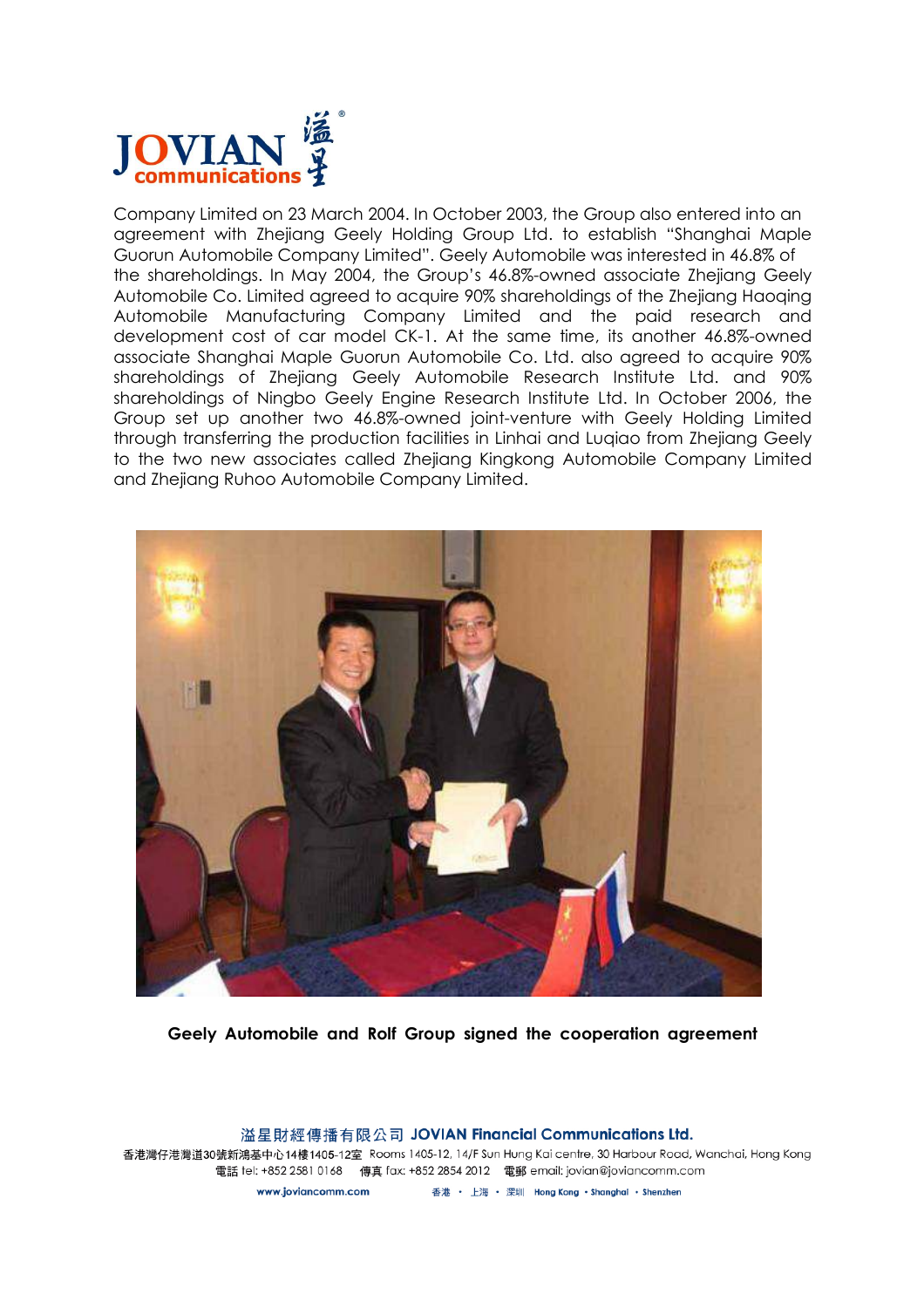Company Limited on 23 March 2004. In October 2003, the Group also entered into an agreement with Zhejiang Geely Holding Group Ltd. to establish "Shanghai Maple Guorun Automobile Company Limited". Geely Automobile was interested in 46.8% of the shareholdings. In May 2004, the Group's 46.8%-owned associate Zhejiang Geely Automobile Co. Limited agreed to acquire 90% shareholdings of the Zhejiang Haoqing Automobile Manufacturing Company Limited and the paid research and development cost of car model CK-1. At the same time, its another 46.8%-owned associate Shanghai Maple Guorun Automobile Co. Ltd. also agreed to acquire 90% shareholdings of Zhejiang Geely Automobile Research Institute Ltd. and 90% shareholdings of Ningbo Geely Engine Research Institute Ltd. In October 2006, the Group set up another two 46.8%-owned joint-venture with Geely Holding Limited through transferring the production facilities in Linhai and Luqiao from Zhejiang Geely to the two new associates called Zhejiang Kingkong Automobile Company Limited and Zhejiang Ruhoo Automobile Company Limited.

**Geely Automobile and Rolf Group signed the cooperation agreement**